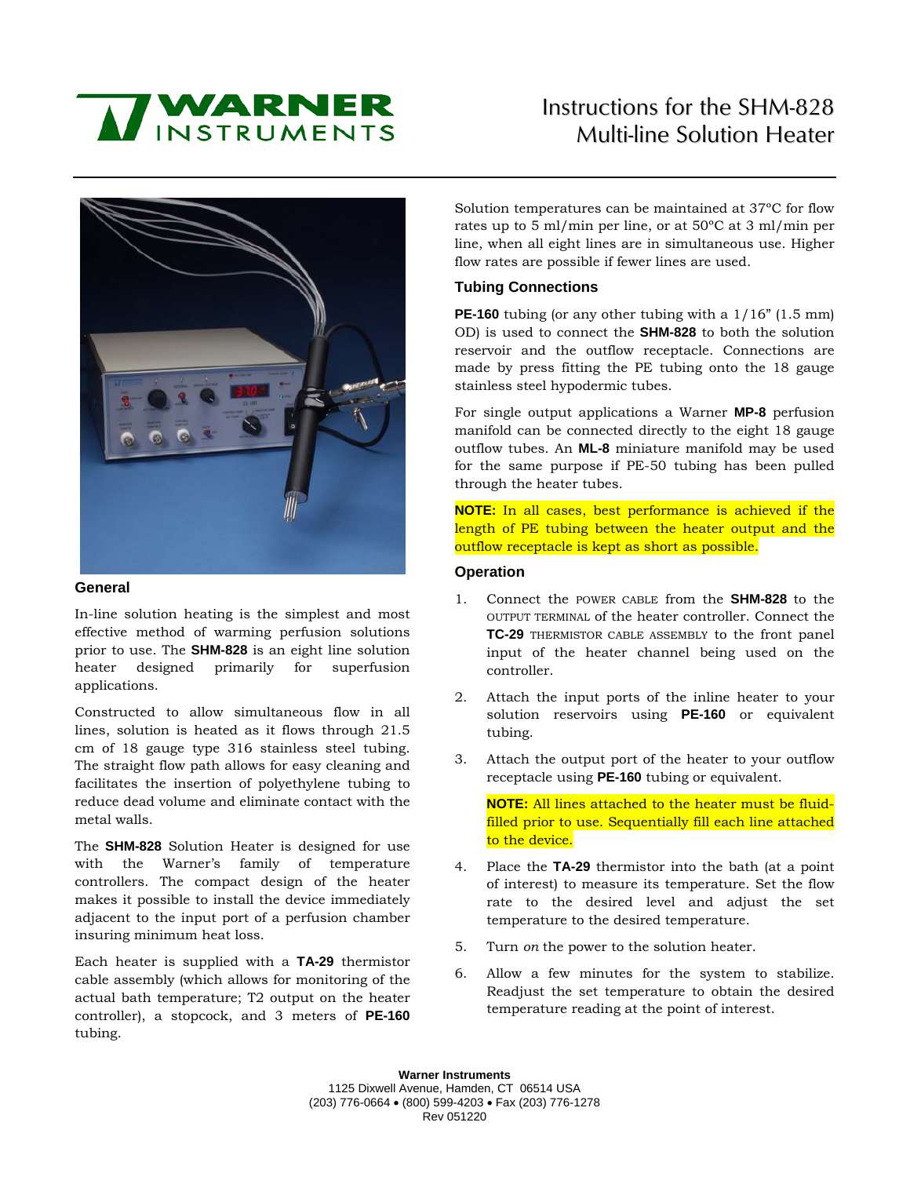# Instructions for the SHM-828 Multi-line Solution Heater

## General

In-line solution heating is the simplest and most effective method of warming perfusion solutions prior to use. The **SHM-828** is an eight line solution heater designed primarily for superfusion applications.

Constructed to allow simultaneous flow in all lines, solution is heated as it flows through 21.5 cm of 18 gauge type 316 stainless steel tubing. The straight flow path allows for easy cleaning and facilitates the insertion of polyethylene tubing to reduce dead volume and eliminate contact with the metal walls.

The **SHM-828** Solution Heater is designed for use with the Warner's family of temperature controllers. The compact design of the heater makes it possible to install the device immediately adjacent to the input port of a perfusion chamber insuring minimum heat loss.

Each heater is supplied with a **TA-29** thermistor cable assembly (which allows for monitoring of the actual bath temperature; T2 output on the heater controller), a stopcock, and 3 meters of **PE-160** tubing.

Solution temperatures can be maintained at 37°C for flow rates up to 5 ml/min per line, or at 50°C at 3 ml/min per line, when all eight lines are in simultaneous use. Higher flow rates are possible if fewer lines are used.

## Tubing Connections

**PE-160** tubing (or any other tubing with a 1/16" (1.5 mm) OD) is used to connect the **SHM-828** to both the solution reservoir and the outflow receptacle. Connections are made by press fitting the PE tubing onto the 18 gauge stainless steel hypodermic tubes.

For single output applications a Warner **MP-8** perfusion manifold can be connected directly to the eight 18 gauge outflow tubes. An **ML-8** miniature manifold may be used for the same purpose if PE-50 tubing has been pulled through the heater tubes.

**NOTE:** In all cases, best performance is achieved if the length of PE tubing between the heater output and the outflow receptacle is kept as short as possible.

## Operation

1. Connect the POWER CABLE from the **SHM-828** to the OUTPUT TERMINAL of the heater controller. Connect the **TC-29** THERMISTOR CABLE ASSEMBLY to the front panel input of the heater channel being used on the controller.
2. Attach the input ports of the inline heater to your solution reservoirs using **PE-160** or equivalent tubing.
3. Attach the output port of the heater to your outflow receptacle using **PE-160** tubing or equivalent.

   **NOTE:** All lines attached to the heater must be fluid-filled prior to use. Sequentially fill each line attached to the device.

4. Place the **TA-29** thermistor into the bath (at a point of interest) to measure its temperature. Set the flow rate to the desired level and adjust the set temperature to the desired temperature.
5. Turn *on* the power to the solution heater.
6. Allow a few minutes for the system to stabilize. Readjust the set temperature to obtain the desired temperature reading at the point of interest.

**Warner Instruments**
1125 Dixwell Avenue, Hamden, CT 06514 USA
(203) 776-0664 • (800) 599-4203 • Fax (203) 776-1278
Rev 051220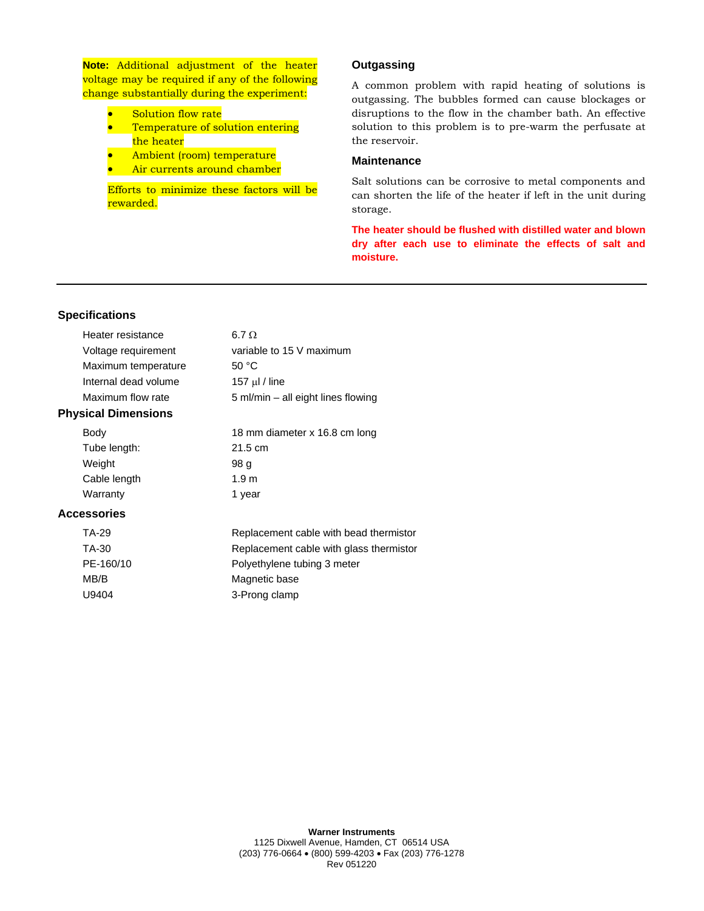**Note:** Additional adjustment of the heater voltage may be required if any of the following change substantially during the experiment:

- Solution flow rate
- Temperature of solution entering the heater
- Ambient (room) temperature
- Air currents around chamber

Efforts to minimize these factors will be rewarded.

## Outgassing

A common problem with rapid heating of solutions is outgassing. The bubbles formed can cause blockages or disruptions to the flow in the chamber bath. An effective solution to this problem is to pre-warm the perfusate at the reservoir.

## Maintenance

Salt solutions can be corrosive to metal components and can shorten the life of the heater if left in the unit during storage.

**The heater should be flushed with distilled water and blown dry after each use to eliminate the effects of salt and moisture.**

---

## Specifications

| | |
|---|---|
| Heater resistance | 6.7 Ω |
| Voltage requirement | variable to 15 V maximum |
| Maximum temperature | 50 °C |
| Internal dead volume | 157 µl / line |
| Maximum flow rate | 5 ml/min – all eight lines flowing |

## Physical Dimensions

| | |
|---|---|
| Body | 18 mm diameter x 16.8 cm long |
| Tube length: | 21.5 cm |
| Weight | 98 g |
| Cable length | 1.9 m |
| Warranty | 1 year |

## Accessories

| | |
|---|---|
| TA-29 | Replacement cable with bead thermistor |
| TA-30 | Replacement cable with glass thermistor |
| PE-160/10 | Polyethylene tubing 3 meter |
| MB/B | Magnetic base |
| U9404 | 3-Prong clamp |

**Warner Instruments**
1125 Dixwell Avenue, Hamden, CT 06514 USA
(203) 776-0664 • (800) 599-4203 • Fax (203) 776-1278
Rev 051220